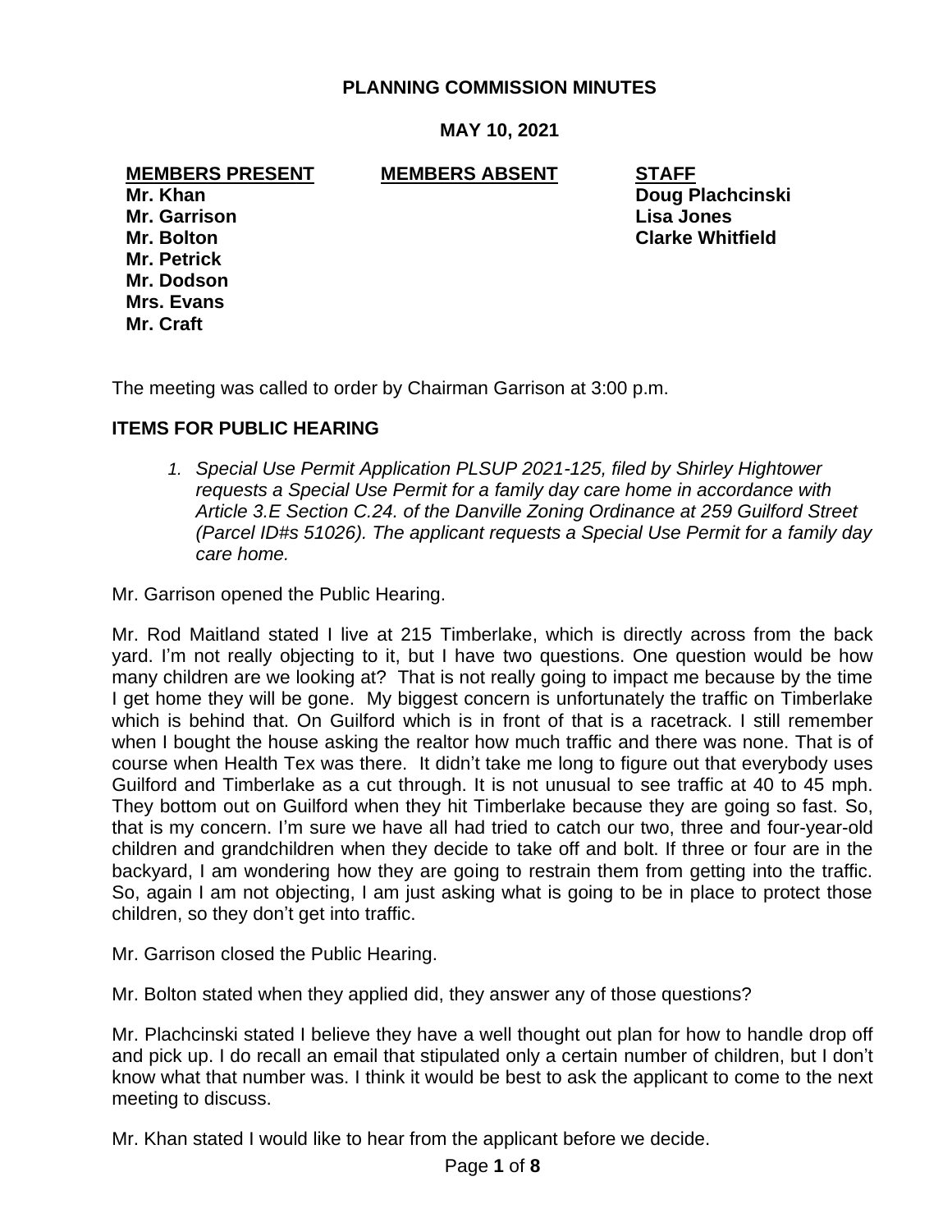**PLANNING COMMISSION MINUTES**

**MAY 10, 2021**

| **MEMBERS PRESENT** | **MEMBERS ABSENT** | **STAFF** |
|---|---|---|
| **Mr. Khan** | | **Doug Plachcinski** |
| **Mr. Garrison** | | **Lisa Jones** |
| **Mr. Bolton** | | **Clarke Whitfield** |
| **Mr. Petrick** | | |
| **Mr. Dodson** | | |
| **Mrs. Evans** | | |
| **Mr. Craft** | | |

The meeting was called to order by Chairman Garrison at 3:00 p.m.

## ITEMS FOR PUBLIC HEARING

1. *Special Use Permit Application PLSUP 2021-125, filed by Shirley Hightower requests a Special Use Permit for a family day care home in accordance with Article 3.E Section C.24. of the Danville Zoning Ordinance at 259 Guilford Street (Parcel ID#s 51026). The applicant requests a Special Use Permit for a family day care home.*

Mr. Garrison opened the Public Hearing.

Mr. Rod Maitland stated I live at 215 Timberlake, which is directly across from the back yard. I'm not really objecting to it, but I have two questions. One question would be how many children are we looking at? That is not really going to impact me because by the time I get home they will be gone. My biggest concern is unfortunately the traffic on Timberlake which is behind that. On Guilford which is in front of that is a racetrack. I still remember when I bought the house asking the realtor how much traffic and there was none. That is of course when Health Tex was there. It didn't take me long to figure out that everybody uses Guilford and Timberlake as a cut through. It is not unusual to see traffic at 40 to 45 mph. They bottom out on Guilford when they hit Timberlake because they are going so fast. So, that is my concern. I'm sure we have all had tried to catch our two, three and four-year-old children and grandchildren when they decide to take off and bolt. If three or four are in the backyard, I am wondering how they are going to restrain them from getting into the traffic. So, again I am not objecting, I am just asking what is going to be in place to protect those children, so they don't get into traffic.

Mr. Garrison closed the Public Hearing.

Mr. Bolton stated when they applied did, they answer any of those questions?

Mr. Plachcinski stated I believe they have a well thought out plan for how to handle drop off and pick up. I do recall an email that stipulated only a certain number of children, but I don't know what that number was. I think it would be best to ask the applicant to come to the next meeting to discuss.

Mr. Khan stated I would like to hear from the applicant before we decide.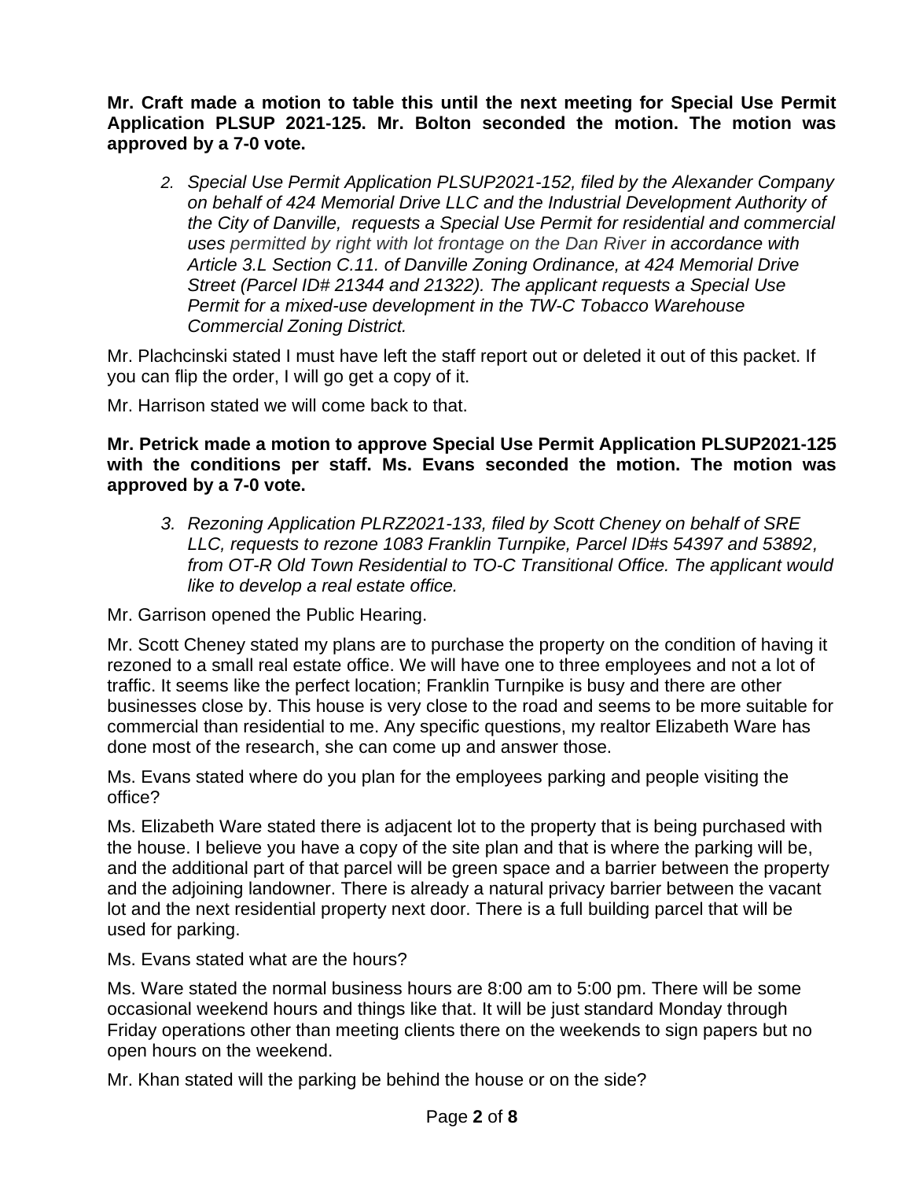**Mr. Craft made a motion to table this until the next meeting for Special Use Permit Application PLSUP 2021-125. Mr. Bolton seconded the motion. The motion was approved by a 7-0 vote.**

2. *Special Use Permit Application PLSUP2021-152, filed by the Alexander Company on behalf of 424 Memorial Drive LLC and the Industrial Development Authority of the City of Danville, requests a Special Use Permit for residential and commercial uses permitted by right with lot frontage on the Dan River in accordance with Article 3.L Section C.11. of Danville Zoning Ordinance, at 424 Memorial Drive Street (Parcel ID# 21344 and 21322). The applicant requests a Special Use Permit for a mixed-use development in the TW-C Tobacco Warehouse Commercial Zoning District.*

Mr. Plachcinski stated I must have left the staff report out or deleted it out of this packet. If you can flip the order, I will go get a copy of it.

Mr. Harrison stated we will come back to that.

**Mr. Petrick made a motion to approve Special Use Permit Application PLSUP2021-125 with the conditions per staff. Ms. Evans seconded the motion. The motion was approved by a 7-0 vote.**

3. *Rezoning Application PLRZ2021-133, filed by Scott Cheney on behalf of SRE LLC, requests to rezone 1083 Franklin Turnpike, Parcel ID#s 54397 and 53892, from OT-R Old Town Residential to TO-C Transitional Office. The applicant would like to develop a real estate office.*

Mr. Garrison opened the Public Hearing.

Mr. Scott Cheney stated my plans are to purchase the property on the condition of having it rezoned to a small real estate office. We will have one to three employees and not a lot of traffic. It seems like the perfect location; Franklin Turnpike is busy and there are other businesses close by. This house is very close to the road and seems to be more suitable for commercial than residential to me. Any specific questions, my realtor Elizabeth Ware has done most of the research, she can come up and answer those.

Ms. Evans stated where do you plan for the employees parking and people visiting the office?

Ms. Elizabeth Ware stated there is adjacent lot to the property that is being purchased with the house. I believe you have a copy of the site plan and that is where the parking will be, and the additional part of that parcel will be green space and a barrier between the property and the adjoining landowner. There is already a natural privacy barrier between the vacant lot and the next residential property next door. There is a full building parcel that will be used for parking.

Ms. Evans stated what are the hours?

Ms. Ware stated the normal business hours are 8:00 am to 5:00 pm. There will be some occasional weekend hours and things like that. It will be just standard Monday through Friday operations other than meeting clients there on the weekends to sign papers but no open hours on the weekend.

Mr. Khan stated will the parking be behind the house or on the side?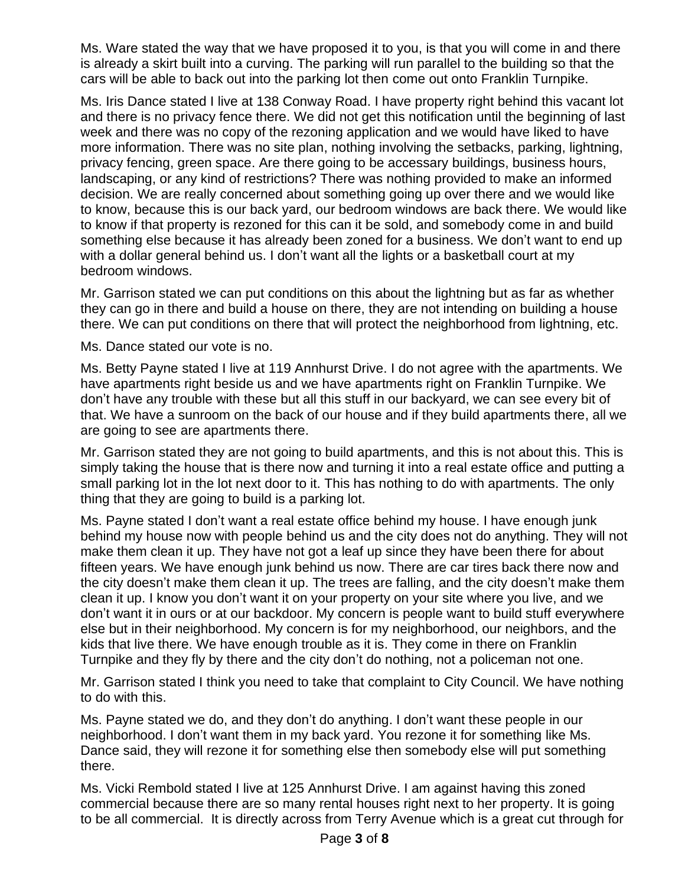Ms. Ware stated the way that we have proposed it to you, is that you will come in and there is already a skirt built into a curving. The parking will run parallel to the building so that the cars will be able to back out into the parking lot then come out onto Franklin Turnpike.

Ms. Iris Dance stated I live at 138 Conway Road. I have property right behind this vacant lot and there is no privacy fence there. We did not get this notification until the beginning of last week and there was no copy of the rezoning application and we would have liked to have more information. There was no site plan, nothing involving the setbacks, parking, lightning, privacy fencing, green space. Are there going to be accessary buildings, business hours, landscaping, or any kind of restrictions? There was nothing provided to make an informed decision. We are really concerned about something going up over there and we would like to know, because this is our back yard, our bedroom windows are back there. We would like to know if that property is rezoned for this can it be sold, and somebody come in and build something else because it has already been zoned for a business. We don't want to end up with a dollar general behind us. I don't want all the lights or a basketball court at my bedroom windows.

Mr. Garrison stated we can put conditions on this about the lightning but as far as whether they can go in there and build a house on there, they are not intending on building a house there. We can put conditions on there that will protect the neighborhood from lightning, etc.

Ms. Dance stated our vote is no.

Ms. Betty Payne stated I live at 119 Annhurst Drive. I do not agree with the apartments. We have apartments right beside us and we have apartments right on Franklin Turnpike. We don't have any trouble with these but all this stuff in our backyard, we can see every bit of that. We have a sunroom on the back of our house and if they build apartments there, all we are going to see are apartments there.

Mr. Garrison stated they are not going to build apartments, and this is not about this. This is simply taking the house that is there now and turning it into a real estate office and putting a small parking lot in the lot next door to it. This has nothing to do with apartments. The only thing that they are going to build is a parking lot.

Ms. Payne stated I don't want a real estate office behind my house. I have enough junk behind my house now with people behind us and the city does not do anything. They will not make them clean it up. They have not got a leaf up since they have been there for about fifteen years. We have enough junk behind us now. There are car tires back there now and the city doesn't make them clean it up. The trees are falling, and the city doesn't make them clean it up. I know you don't want it on your property on your site where you live, and we don't want it in ours or at our backdoor. My concern is people want to build stuff everywhere else but in their neighborhood. My concern is for my neighborhood, our neighbors, and the kids that live there. We have enough trouble as it is. They come in there on Franklin Turnpike and they fly by there and the city don't do nothing, not a policeman not one.

Mr. Garrison stated I think you need to take that complaint to City Council. We have nothing to do with this.

Ms. Payne stated we do, and they don't do anything. I don't want these people in our neighborhood. I don't want them in my back yard. You rezone it for something like Ms. Dance said, they will rezone it for something else then somebody else will put something there.

Ms. Vicki Rembold stated I live at 125 Annhurst Drive. I am against having this zoned commercial because there are so many rental houses right next to her property. It is going to be all commercial. It is directly across from Terry Avenue which is a great cut through for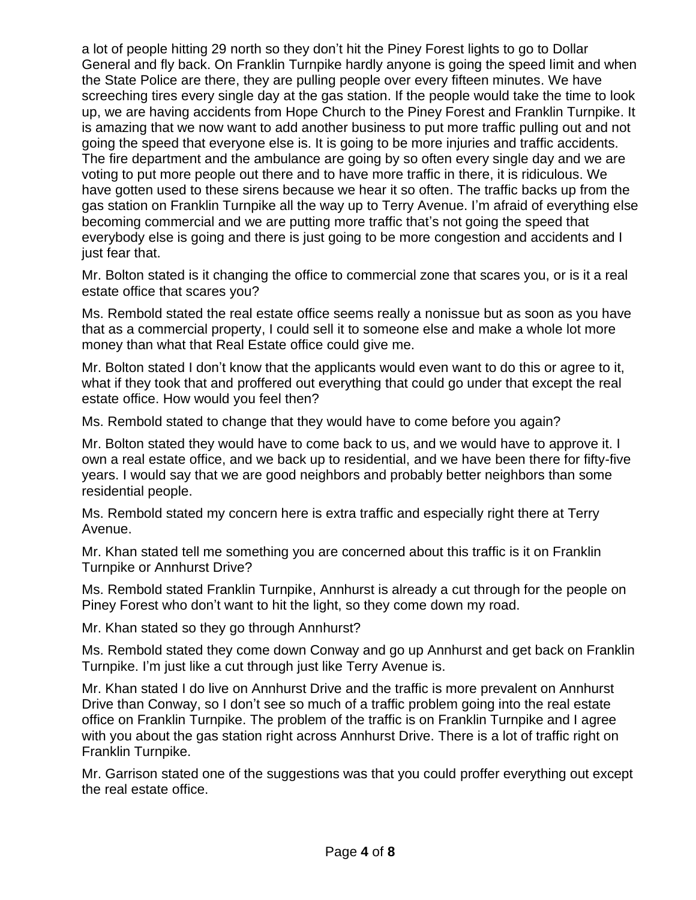a lot of people hitting 29 north so they don't hit the Piney Forest lights to go to Dollar General and fly back. On Franklin Turnpike hardly anyone is going the speed limit and when the State Police are there, they are pulling people over every fifteen minutes. We have screeching tires every single day at the gas station. If the people would take the time to look up, we are having accidents from Hope Church to the Piney Forest and Franklin Turnpike. It is amazing that we now want to add another business to put more traffic pulling out and not going the speed that everyone else is. It is going to be more injuries and traffic accidents. The fire department and the ambulance are going by so often every single day and we are voting to put more people out there and to have more traffic in there, it is ridiculous. We have gotten used to these sirens because we hear it so often. The traffic backs up from the gas station on Franklin Turnpike all the way up to Terry Avenue. I'm afraid of everything else becoming commercial and we are putting more traffic that's not going the speed that everybody else is going and there is just going to be more congestion and accidents and I just fear that.

Mr. Bolton stated is it changing the office to commercial zone that scares you, or is it a real estate office that scares you?

Ms. Rembold stated the real estate office seems really a nonissue but as soon as you have that as a commercial property, I could sell it to someone else and make a whole lot more money than what that Real Estate office could give me.

Mr. Bolton stated I don't know that the applicants would even want to do this or agree to it, what if they took that and proffered out everything that could go under that except the real estate office. How would you feel then?

Ms. Rembold stated to change that they would have to come before you again?

Mr. Bolton stated they would have to come back to us, and we would have to approve it. I own a real estate office, and we back up to residential, and we have been there for fifty-five years. I would say that we are good neighbors and probably better neighbors than some residential people.

Ms. Rembold stated my concern here is extra traffic and especially right there at Terry Avenue.

Mr. Khan stated tell me something you are concerned about this traffic is it on Franklin Turnpike or Annhurst Drive?

Ms. Rembold stated Franklin Turnpike, Annhurst is already a cut through for the people on Piney Forest who don't want to hit the light, so they come down my road.

Mr. Khan stated so they go through Annhurst?

Ms. Rembold stated they come down Conway and go up Annhurst and get back on Franklin Turnpike. I'm just like a cut through just like Terry Avenue is.

Mr. Khan stated I do live on Annhurst Drive and the traffic is more prevalent on Annhurst Drive than Conway, so I don't see so much of a traffic problem going into the real estate office on Franklin Turnpike. The problem of the traffic is on Franklin Turnpike and I agree with you about the gas station right across Annhurst Drive. There is a lot of traffic right on Franklin Turnpike.

Mr. Garrison stated one of the suggestions was that you could proffer everything out except the real estate office.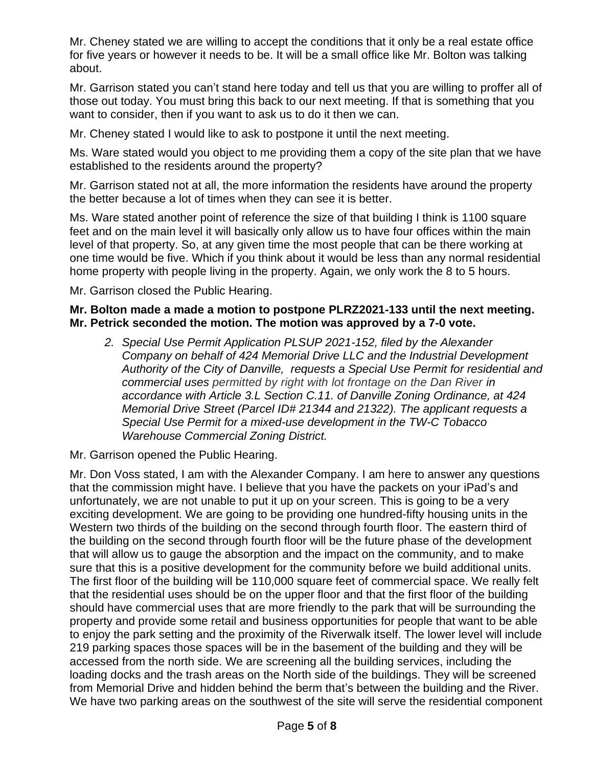Mr. Cheney stated we are willing to accept the conditions that it only be a real estate office for five years or however it needs to be. It will be a small office like Mr. Bolton was talking about.

Mr. Garrison stated you can't stand here today and tell us that you are willing to proffer all of those out today. You must bring this back to our next meeting. If that is something that you want to consider, then if you want to ask us to do it then we can.

Mr. Cheney stated I would like to ask to postpone it until the next meeting.

Ms. Ware stated would you object to me providing them a copy of the site plan that we have established to the residents around the property?

Mr. Garrison stated not at all, the more information the residents have around the property the better because a lot of times when they can see it is better.

Ms. Ware stated another point of reference the size of that building I think is 1100 square feet and on the main level it will basically only allow us to have four offices within the main level of that property. So, at any given time the most people that can be there working at one time would be five. Which if you think about it would be less than any normal residential home property with people living in the property. Again, we only work the 8 to 5 hours.

Mr. Garrison closed the Public Hearing.

**Mr. Bolton made a made a motion to postpone PLRZ2021-133 until the next meeting. Mr. Petrick seconded the motion. The motion was approved by a 7-0 vote.**

2. *Special Use Permit Application PLSUP 2021-152, filed by the Alexander Company on behalf of 424 Memorial Drive LLC and the Industrial Development Authority of the City of Danville, requests a Special Use Permit for residential and commercial uses permitted by right with lot frontage on the Dan River in accordance with Article 3.L Section C.11. of Danville Zoning Ordinance, at 424 Memorial Drive Street (Parcel ID# 21344 and 21322). The applicant requests a Special Use Permit for a mixed-use development in the TW-C Tobacco Warehouse Commercial Zoning District.*

Mr. Garrison opened the Public Hearing.

Mr. Don Voss stated, I am with the Alexander Company. I am here to answer any questions that the commission might have. I believe that you have the packets on your iPad's and unfortunately, we are not unable to put it up on your screen. This is going to be a very exciting development. We are going to be providing one hundred-fifty housing units in the Western two thirds of the building on the second through fourth floor. The eastern third of the building on the second through fourth floor will be the future phase of the development that will allow us to gauge the absorption and the impact on the community, and to make sure that this is a positive development for the community before we build additional units. The first floor of the building will be 110,000 square feet of commercial space. We really felt that the residential uses should be on the upper floor and that the first floor of the building should have commercial uses that are more friendly to the park that will be surrounding the property and provide some retail and business opportunities for people that want to be able to enjoy the park setting and the proximity of the Riverwalk itself. The lower level will include 219 parking spaces those spaces will be in the basement of the building and they will be accessed from the north side. We are screening all the building services, including the loading docks and the trash areas on the North side of the buildings. They will be screened from Memorial Drive and hidden behind the berm that's between the building and the River. We have two parking areas on the southwest of the site will serve the residential component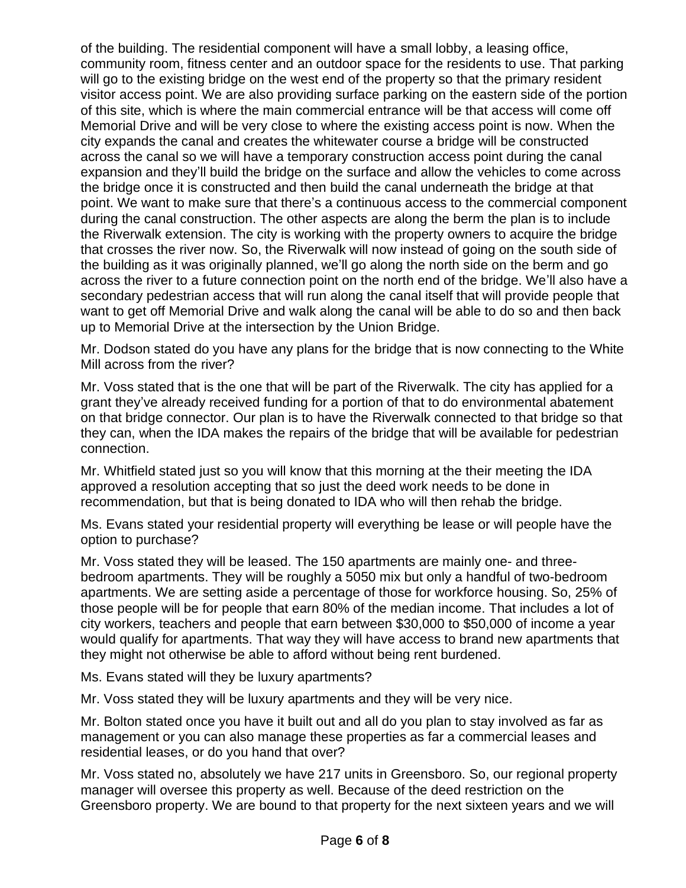of the building. The residential component will have a small lobby, a leasing office, community room, fitness center and an outdoor space for the residents to use. That parking will go to the existing bridge on the west end of the property so that the primary resident visitor access point. We are also providing surface parking on the eastern side of the portion of this site, which is where the main commercial entrance will be that access will come off Memorial Drive and will be very close to where the existing access point is now. When the city expands the canal and creates the whitewater course a bridge will be constructed across the canal so we will have a temporary construction access point during the canal expansion and they'll build the bridge on the surface and allow the vehicles to come across the bridge once it is constructed and then build the canal underneath the bridge at that point. We want to make sure that there's a continuous access to the commercial component during the canal construction. The other aspects are along the berm the plan is to include the Riverwalk extension. The city is working with the property owners to acquire the bridge that crosses the river now. So, the Riverwalk will now instead of going on the south side of the building as it was originally planned, we'll go along the north side on the berm and go across the river to a future connection point on the north end of the bridge. We'll also have a secondary pedestrian access that will run along the canal itself that will provide people that want to get off Memorial Drive and walk along the canal will be able to do so and then back up to Memorial Drive at the intersection by the Union Bridge.

Mr. Dodson stated do you have any plans for the bridge that is now connecting to the White Mill across from the river?

Mr. Voss stated that is the one that will be part of the Riverwalk. The city has applied for a grant they've already received funding for a portion of that to do environmental abatement on that bridge connector. Our plan is to have the Riverwalk connected to that bridge so that they can, when the IDA makes the repairs of the bridge that will be available for pedestrian connection.

Mr. Whitfield stated just so you will know that this morning at the their meeting the IDA approved a resolution accepting that so just the deed work needs to be done in recommendation, but that is being donated to IDA who will then rehab the bridge.

Ms. Evans stated your residential property will everything be lease or will people have the option to purchase?

Mr. Voss stated they will be leased. The 150 apartments are mainly one- and three-bedroom apartments. They will be roughly a 5050 mix but only a handful of two-bedroom apartments. We are setting aside a percentage of those for workforce housing. So, 25% of those people will be for people that earn 80% of the median income. That includes a lot of city workers, teachers and people that earn between $30,000 to $50,000 of income a year would qualify for apartments. That way they will have access to brand new apartments that they might not otherwise be able to afford without being rent burdened.

Ms. Evans stated will they be luxury apartments?

Mr. Voss stated they will be luxury apartments and they will be very nice.

Mr. Bolton stated once you have it built out and all do you plan to stay involved as far as management or you can also manage these properties as far a commercial leases and residential leases, or do you hand that over?

Mr. Voss stated no, absolutely we have 217 units in Greensboro. So, our regional property manager will oversee this property as well. Because of the deed restriction on the Greensboro property. We are bound to that property for the next sixteen years and we will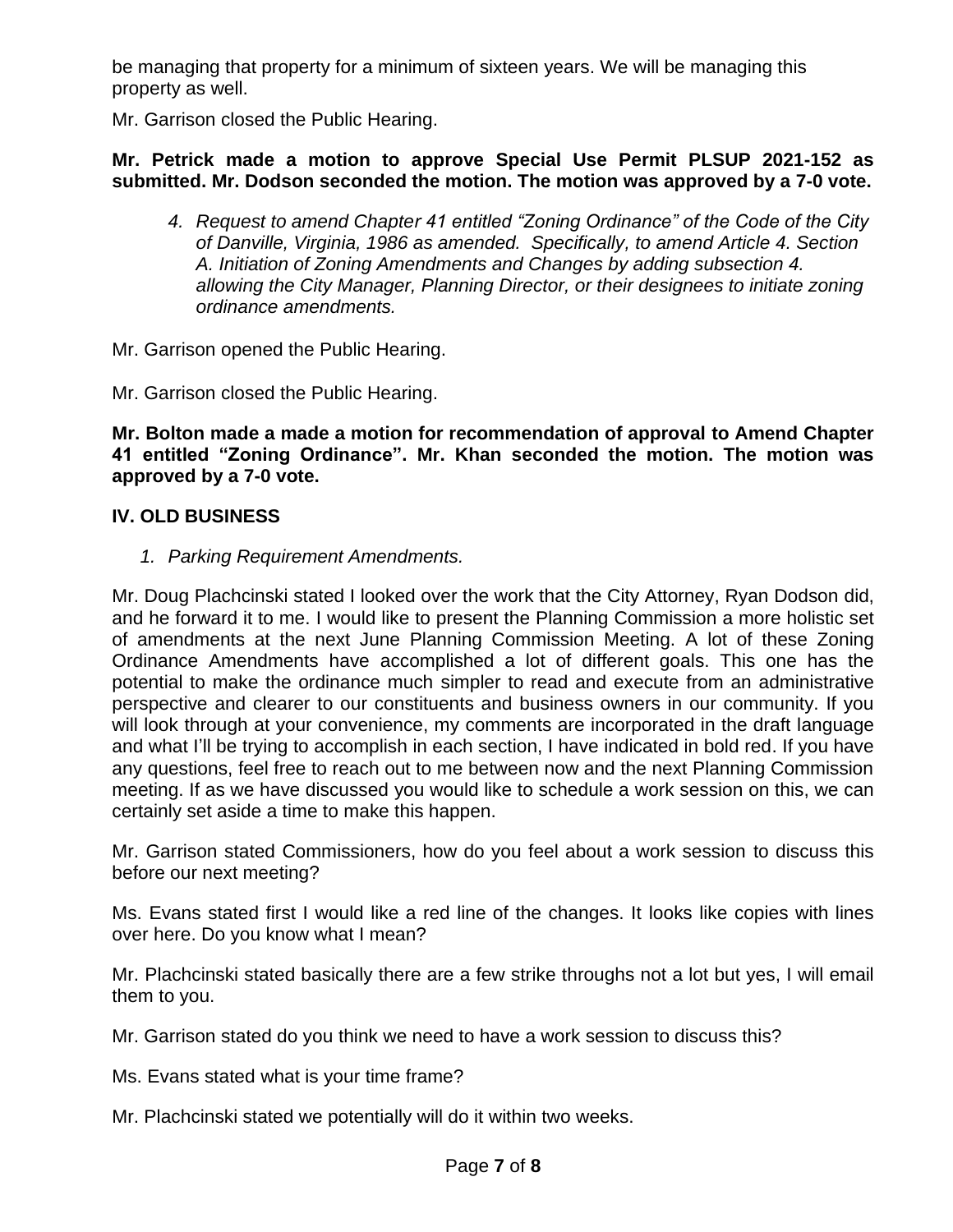be managing that property for a minimum of sixteen years. We will be managing this property as well.

Mr. Garrison closed the Public Hearing.

**Mr. Petrick made a motion to approve Special Use Permit PLSUP 2021-152 as submitted. Mr. Dodson seconded the motion. The motion was approved by a 7-0 vote.**

4. *Request to amend Chapter 41 entitled "Zoning Ordinance" of the Code of the City of Danville, Virginia, 1986 as amended. Specifically, to amend Article 4. Section A. Initiation of Zoning Amendments and Changes by adding subsection 4. allowing the City Manager, Planning Director, or their designees to initiate zoning ordinance amendments.*

Mr. Garrison opened the Public Hearing.

Mr. Garrison closed the Public Hearing.

**Mr. Bolton made a made a motion for recommendation of approval to Amend Chapter 41 entitled "Zoning Ordinance". Mr. Khan seconded the motion. The motion was approved by a 7-0 vote.**

## IV. OLD BUSINESS

1. *Parking Requirement Amendments.*

Mr. Doug Plachcinski stated I looked over the work that the City Attorney, Ryan Dodson did, and he forward it to me. I would like to present the Planning Commission a more holistic set of amendments at the next June Planning Commission Meeting. A lot of these Zoning Ordinance Amendments have accomplished a lot of different goals. This one has the potential to make the ordinance much simpler to read and execute from an administrative perspective and clearer to our constituents and business owners in our community. If you will look through at your convenience, my comments are incorporated in the draft language and what I'll be trying to accomplish in each section, I have indicated in bold red. If you have any questions, feel free to reach out to me between now and the next Planning Commission meeting. If as we have discussed you would like to schedule a work session on this, we can certainly set aside a time to make this happen.

Mr. Garrison stated Commissioners, how do you feel about a work session to discuss this before our next meeting?

Ms. Evans stated first I would like a red line of the changes. It looks like copies with lines over here. Do you know what I mean?

Mr. Plachcinski stated basically there are a few strike throughs not a lot but yes, I will email them to you.

Mr. Garrison stated do you think we need to have a work session to discuss this?

Ms. Evans stated what is your time frame?

Mr. Plachcinski stated we potentially will do it within two weeks.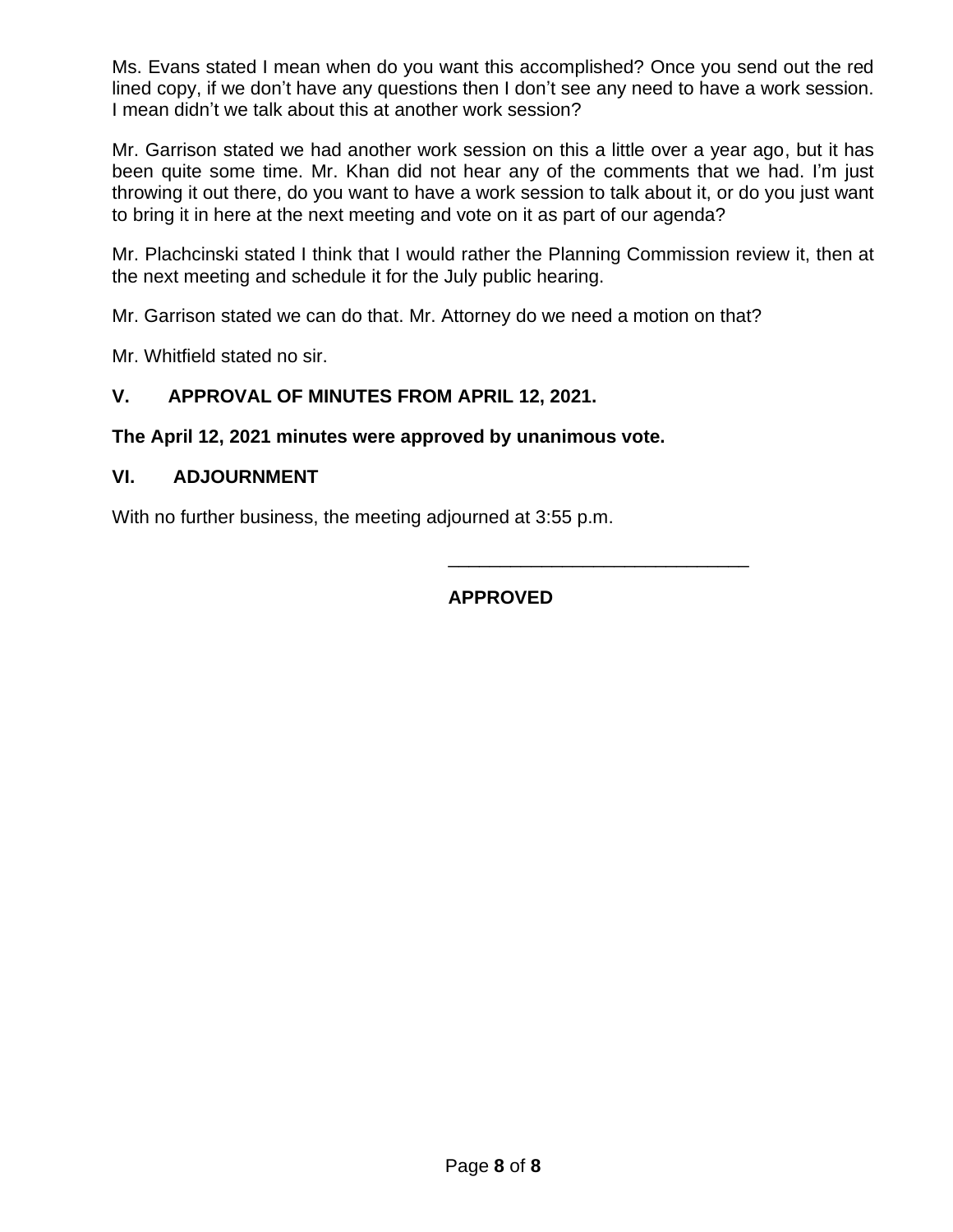Ms. Evans stated I mean when do you want this accomplished? Once you send out the red lined copy, if we don't have any questions then I don't see any need to have a work session. I mean didn't we talk about this at another work session?

Mr. Garrison stated we had another work session on this a little over a year ago, but it has been quite some time. Mr. Khan did not hear any of the comments that we had. I'm just throwing it out there, do you want to have a work session to talk about it, or do you just want to bring it in here at the next meeting and vote on it as part of our agenda?

Mr. Plachcinski stated I think that I would rather the Planning Commission review it, then at the next meeting and schedule it for the July public hearing.

Mr. Garrison stated we can do that. Mr. Attorney do we need a motion on that?

Mr. Whitfield stated no sir.

## V. APPROVAL OF MINUTES FROM APRIL 12, 2021.

**The April 12, 2021 minutes were approved by unanimous vote.**

## VI. ADJOURNMENT

With no further business, the meeting adjourned at 3:55 p.m.

_____________________________

**APPROVED**